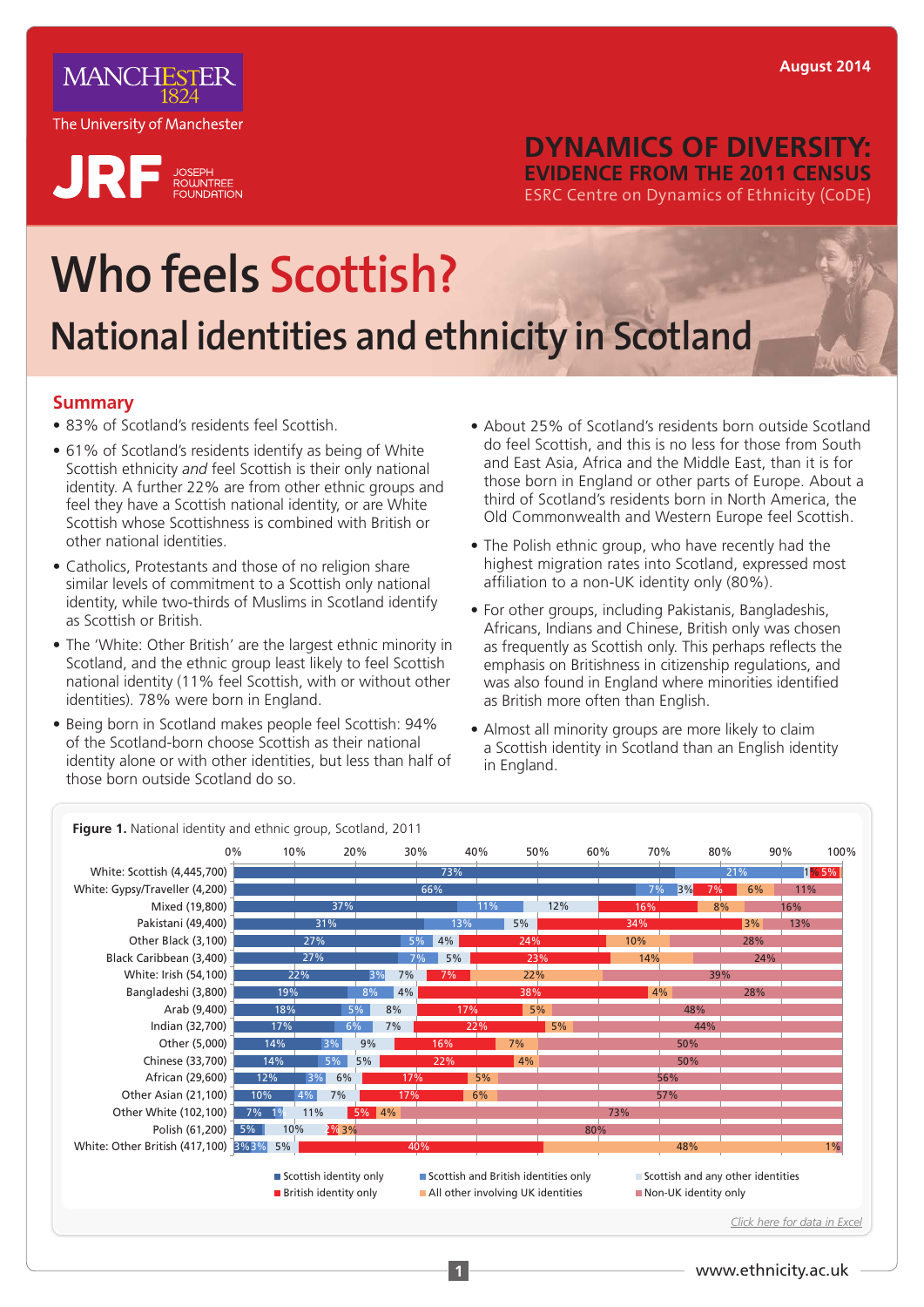August 2014

MANCHESTER 1824

The University of Manchester

JRF JOSEPH ROWNTREE FOUNDATION

# DYNAMICS OF DIVERSITY: EVIDENCE FROM THE 2011 CENSUS

ESRC Centre on Dynamics of Ethnicity (CoDE)

# Who feels Scottish?

## National identities and ethnicity in Scotland

## Summary

- 83% of Scotland's residents feel Scottish.
- 61% of Scotland's residents identify as being of White Scottish ethnicity *and* feel Scottish is their only national identity. A further 22% are from other ethnic groups and feel they have a Scottish national identity, or are White Scottish whose Scottishness is combined with British or other national identities.
- Catholics, Protestants and those of no religion share similar levels of commitment to a Scottish only national identity, while two-thirds of Muslims in Scotland identify as Scottish or British.
- The 'White: Other British' are the largest ethnic minority in Scotland, and the ethnic group least likely to feel Scottish national identity (11% feel Scottish, with or without other identities). 78% were born in England.
- Being born in Scotland makes people feel Scottish: 94% of the Scotland-born choose Scottish as their national identity alone or with other identities, but less than half of those born outside Scotland do so.
- About 25% of Scotland's residents born outside Scotland do feel Scottish, and this is no less for those from South and East Asia, Africa and the Middle East, than it is for those born in England or other parts of Europe. About a third of Scotland's residents born in North America, the Old Commonwealth and Western Europe feel Scottish.
- The Polish ethnic group, who have recently had the highest migration rates into Scotland, expressed most affiliation to a non-UK identity only (80%).
- For other groups, including Pakistanis, Bangladeshis, Africans, Indians and Chinese, British only was chosen as frequently as Scottish only. This perhaps reflects the emphasis on Britishness in citizenship regulations, and was also found in England where minorities identified as British more often than English.
- Almost all minority groups are more likely to claim a Scottish identity in Scotland than an English identity in England.

**Figure 1.** National identity and ethnic group, Scotland, 2011

| Ethnic group | Scottish identity only | Scottish and British identities only | Scottish and any other identities | British identity only | All other involving UK identities | Non-UK identity only |
|---|---|---|---|---|---|---|
| White: Scottish (4,445,700) | 73% | 21% | | 1% | | 5% |
| White: Gypsy/Traveller (4,200) | 66% | 7% | 3% | 7% | 6% | 11% |
| Mixed (19,800) | 37% | 11% | 12% | 16% | 8% | 16% |
| Pakistani (49,400) | 31% | 13% | 5% | 34% | 3% | 13% |
| Other Black (3,100) | 27% | 5% | 4% | 24% | 10% | 28% |
| Black Caribbean (3,400) | 27% | 7% | 5% | 23% | 14% | 24% |
| White: Irish (54,100) | 22% | 3% | 7% | 7% | 22% | 39% |
| Bangladeshi (3,800) | 19% | 8% | 4% | 38% | 4% | 28% |
| Arab (9,400) | 18% | 5% | 8% | 17% | 5% | 48% |
| Indian (32,700) | 17% | 6% | 7% | 22% | 5% | 44% |
| Other (5,000) | 14% | 3% | 9% | 16% | 7% | 50% |
| Chinese (33,700) | 14% | 5% | 5% | 22% | 4% | 50% |
| African (29,600) | 12% | 3% | 6% | 17% | 5% | 56% |
| Other Asian (21,100) | 10% | 4% | 7% | 17% | 6% | 57% |
| Other White (102,100) | 7% | 1% | 11% | 5% | 4% | 73% |
| Polish (61,200) | 5% | | 10% | 2% | 3% | 80% |
| White: Other British (417,100) | 3% | 3% | 5% | 40% | 48% | 1% |

*Click here for data in Excel*

www.ethnicity.ac.uk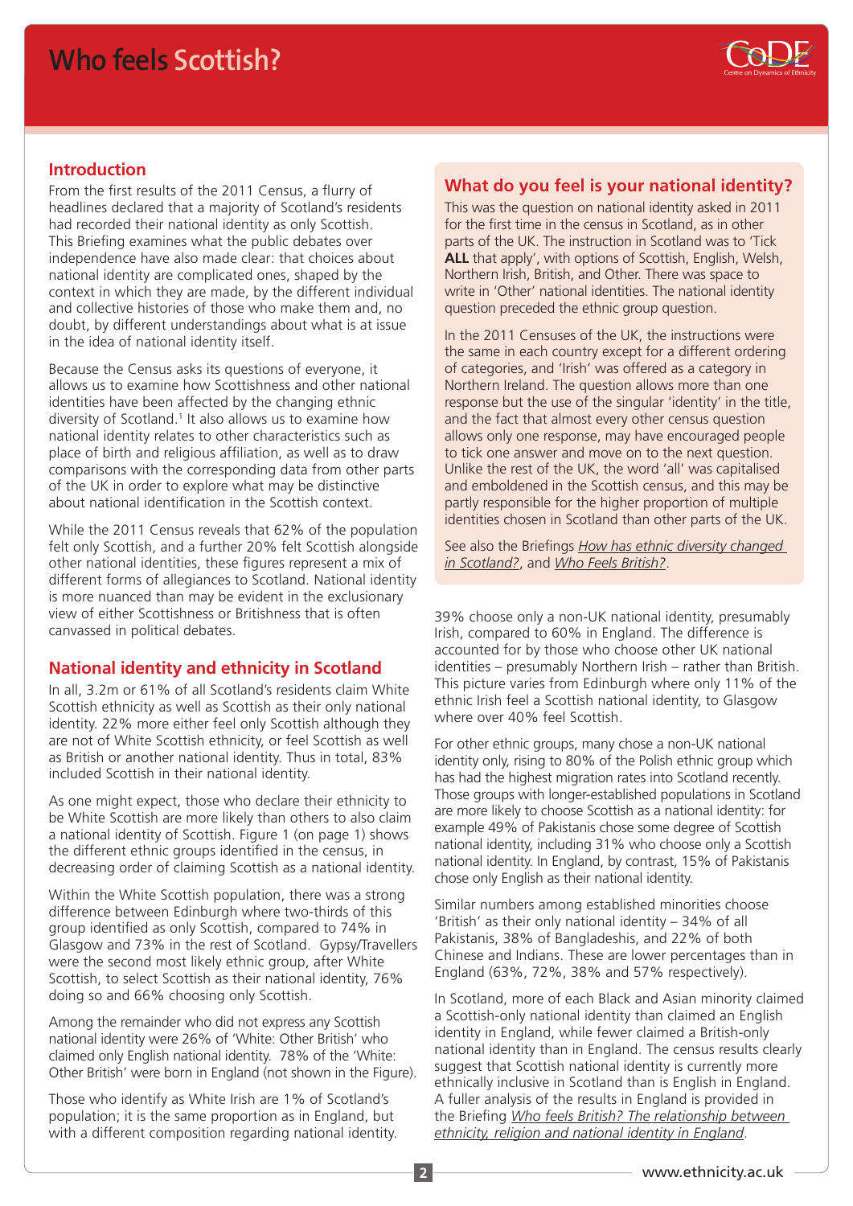# Who feels Scottish?

## Introduction

From the first results of the 2011 Census, a flurry of headlines declared that a majority of Scotland's residents had recorded their national identity as only Scottish. This Briefing examines what the public debates over independence have also made clear: that choices about national identity are complicated ones, shaped by the context in which they are made, by the different individual and collective histories of those who make them and, no doubt, by different understandings about what is at issue in the idea of national identity itself.

Because the Census asks its questions of everyone, it allows us to examine how Scottishness and other national identities have been affected by the changing ethnic diversity of Scotland.[1] It also allows us to examine how national identity relates to other characteristics such as place of birth and religious affiliation, as well as to draw comparisons with the corresponding data from other parts of the UK in order to explore what may be distinctive about national identification in the Scottish context.

While the 2011 Census reveals that 62% of the population felt only Scottish, and a further 20% felt Scottish alongside other national identities, these figures represent a mix of different forms of allegiances to Scotland. National identity is more nuanced than may be evident in the exclusionary view of either Scottishness or Britishness that is often canvassed in political debates.

## National identity and ethnicity in Scotland

In all, 3.2m or 61% of all Scotland's residents claim White Scottish ethnicity as well as Scottish as their only national identity. 22% more either feel only Scottish although they are not of White Scottish ethnicity, or feel Scottish as well as British or another national identity. Thus in total, 83% included Scottish in their national identity.

As one might expect, those who declare their ethnicity to be White Scottish are more likely than others to also claim a national identity of Scottish. Figure 1 (on page 1) shows the different ethnic groups identified in the census, in decreasing order of claiming Scottish as a national identity.

Within the White Scottish population, there was a strong difference between Edinburgh where two-thirds of this group identified as only Scottish, compared to 74% in Glasgow and 73% in the rest of Scotland. Gypsy/Travellers were the second most likely ethnic group, after White Scottish, to select Scottish as their national identity, 76% doing so and 66% choosing only Scottish.

Among the remainder who did not express any Scottish national identity were 26% of 'White: Other British' who claimed only English national identity. 78% of the 'White: Other British' were born in England (not shown in the Figure).

Those who identify as White Irish are 1% of Scotland's population; it is the same proportion as in England, but with a different composition regarding national identity.

## What do you feel is your national identity?

This was the question on national identity asked in 2011 for the first time in the census in Scotland, as in other parts of the UK. The instruction in Scotland was to 'Tick **ALL** that apply', with options of Scottish, English, Welsh, Northern Irish, British, and Other. There was space to write in 'Other' national identities. The national identity question preceded the ethnic group question.

In the 2011 Censuses of the UK, the instructions were the same in each country except for a different ordering of categories, and 'Irish' was offered as a category in Northern Ireland. The question allows more than one response but the use of the singular 'identity' in the title, and the fact that almost every other census question allows only one response, may have encouraged people to tick one answer and move on to the next question. Unlike the rest of the UK, the word 'all' was capitalised and emboldened in the Scottish census, and this may be partly responsible for the higher proportion of multiple identities chosen in Scotland than other parts of the UK.

See also the Briefings *How has ethnic diversity changed in Scotland?*, and *Who Feels British?*.

39% choose only a non-UK national identity, presumably Irish, compared to 60% in England. The difference is accounted for by those who choose other UK national identities – presumably Northern Irish – rather than British. This picture varies from Edinburgh where only 11% of the ethnic Irish feel a Scottish national identity, to Glasgow where over 40% feel Scottish.

For other ethnic groups, many chose a non-UK national identity only, rising to 80% of the Polish ethnic group which has had the highest migration rates into Scotland recently. Those groups with longer-established populations in Scotland are more likely to choose Scottish as a national identity: for example 49% of Pakistanis chose some degree of Scottish national identity, including 31% who choose only a Scottish national identity. In England, by contrast, 15% of Pakistanis chose only English as their national identity.

Similar numbers among established minorities choose 'British' as their only national identity – 34% of all Pakistanis, 38% of Bangladeshis, and 22% of both Chinese and Indians. These are lower percentages than in England (63%, 72%, 38% and 57% respectively).

In Scotland, more of each Black and Asian minority claimed a Scottish-only national identity than claimed an English identity in England, while fewer claimed a British-only national identity than in England. The census results clearly suggest that Scottish national identity is currently more ethnically inclusive in Scotland than is English in England. A fuller analysis of the results in England is provided in the Briefing *Who feels British? The relationship between ethnicity, religion and national identity in England*.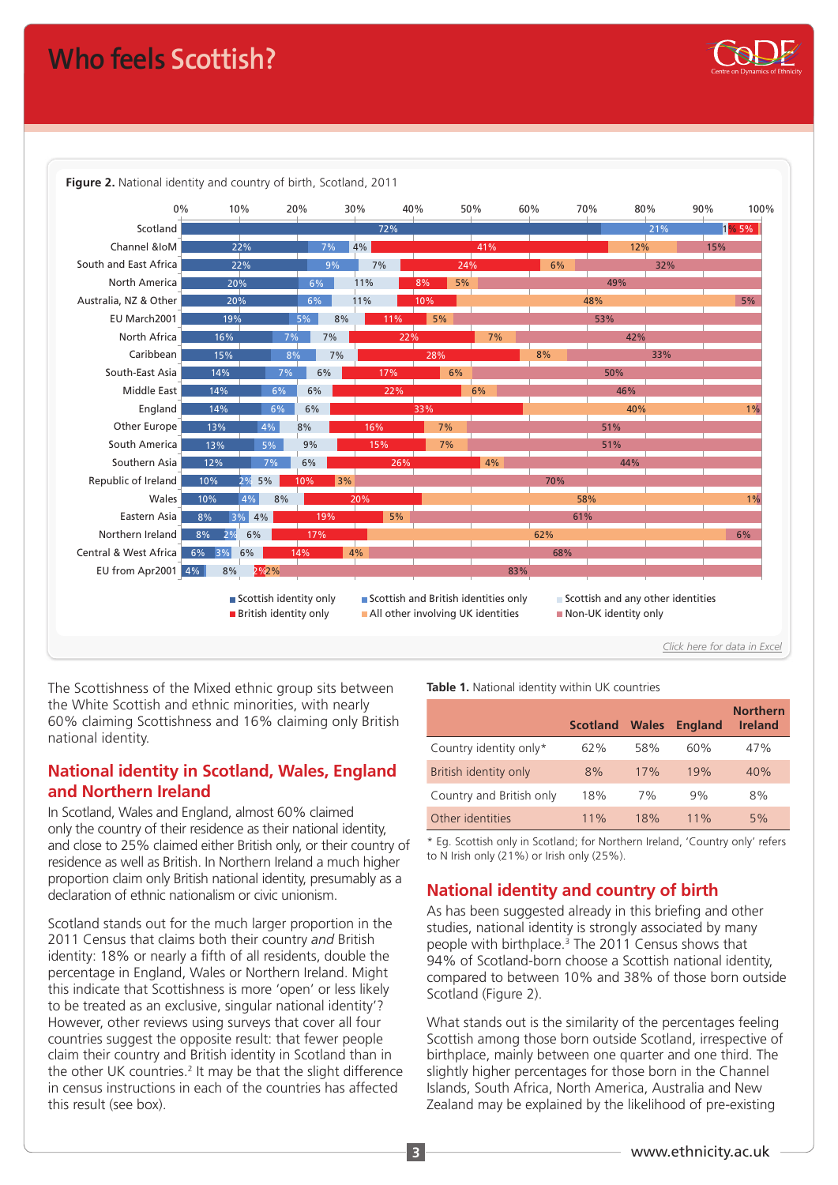# Who feels Scottish?

**Figure 2.** National identity and country of birth, Scotland, 2011

| Country of birth | Scottish identity only | Scottish and British identities only | Scottish and any other identities | British identity only | All other involving UK identities | Non-UK identity only |
|---|---|---|---|---|---|---|
| Scotland | 72% | 21% | 1% | 5% | | |
| Channel &IoM | 22% | 7% | 4% | 41% | 12% | 15% |
| South and East Africa | 22% | 9% | 7% | 24% | 6% | 32% |
| North America | 20% | 6% | 11% | 8% | 5% | 49% |
| Australia, NZ & Other | 20% | 6% | 11% | 10% | 48% | 5% |
| EU March2001 | 19% | 5% | 8% | 11% | 5% | 53% |
| North Africa | 16% | 7% | 7% | 22% | 7% | 42% |
| Caribbean | 15% | 8% | 7% | 28% | 8% | 33% |
| South-East Asia | 14% | 7% | 6% | 17% | 6% | 50% |
| Middle East | 14% | 6% | 6% | 22% | 6% | 46% |
| England | 14% | 6% | 6% | 33% | 40% | 1% |
| Other Europe | 13% | 4% | 8% | 16% | 7% | 51% |
| South America | 13% | 5% | 9% | 15% | 7% | 51% |
| Southern Asia | 12% | 7% | 6% | 26% | 4% | 44% |
| Republic of Ireland | 10% | 2% | 5% | 10% | 3% | 70% |
| Wales | 10% | 4% | 8% | 20% | 58% | 1% |
| Eastern Asia | 8% | 3% | 4% | 19% | 5% | 61% |
| Northern Ireland | 8% | 2% | 6% | 17% | 62% | 6% |
| Central & West Africa | 6% | 3% | 6% | 14% | 4% | 68% |
| EU from Apr2001 | 4% | | 8% | 2% | 2% | 83% |

*Click here for data in Excel*

The Scottishness of the Mixed ethnic group sits between the White Scottish and ethnic minorities, with nearly 60% claiming Scottishness and 16% claiming only British national identity.

## National identity in Scotland, Wales, England and Northern Ireland

In Scotland, Wales and England, almost 60% claimed only the country of their residence as their national identity, and close to 25% claimed either British only, or their country of residence as well as British. In Northern Ireland a much higher proportion claim only British national identity, presumably as a declaration of ethnic nationalism or civic unionism.

Scotland stands out for the much larger proportion in the 2011 Census that claims both their country *and* British identity: 18% or nearly a fifth of all residents, double the percentage in England, Wales or Northern Ireland. Might this indicate that Scottishness is more 'open' or less likely to be treated as an exclusive, singular national identity'? However, other reviews using surveys that cover all four countries suggest the opposite result: that fewer people claim their country and British identity in Scotland than in the other UK countries.[2] It may be that the slight difference in census instructions in each of the countries has affected this result (see box).

**Table 1.** National identity within UK countries

| | Scotland | Wales | England | Northern Ireland |
|---|---|---|---|---|
| Country identity only* | 62% | 58% | 60% | 47% |
| British identity only | 8% | 17% | 19% | 40% |
| Country and British only | 18% | 7% | 9% | 8% |
| Other identities | 11% | 18% | 11% | 5% |

\* Eg. Scottish only in Scotland; for Northern Ireland, 'Country only' refers to N Irish only (21%) or Irish only (25%).

## National identity and country of birth

As has been suggested already in this briefing and other studies, national identity is strongly associated by many people with birthplace.[3] The 2011 Census shows that 94% of Scotland-born choose a Scottish national identity, compared to between 10% and 38% of those born outside Scotland (Figure 2).

What stands out is the similarity of the percentages feeling Scottish among those born outside Scotland, irrespective of birthplace, mainly between one quarter and one third. The slightly higher percentages for those born in the Channel Islands, South Africa, North America, Australia and New Zealand may be explained by the likelihood of pre-existing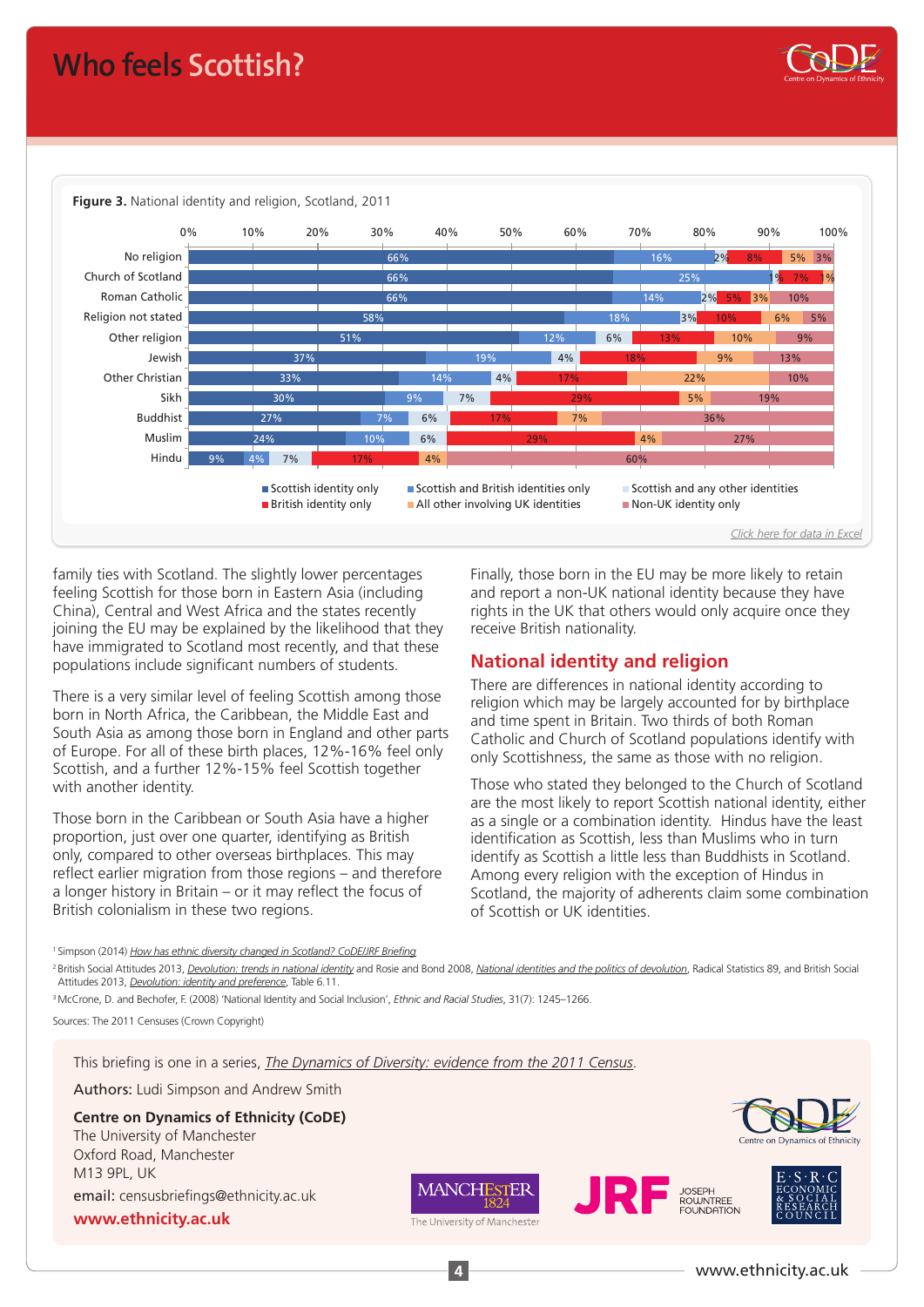# Who feels Scottish?

**Figure 3.** National identity and religion, Scotland, 2011

0% 10% 20% 30% 40% 50% 60% 70% 80% 90% 100%

No religion: 66% 16% 2% 8% 5% 3%
Church of Scotland: 66% 25% 1% 7% 1%
Roman Catholic: 66% 14% 2% 5% 3% 10%
Religion not stated: 58% 18% 3% 10% 6% 5%
Other religion: 51% 12% 6% 13% 10% 9%
Jewish: 37% 19% 4% 18% 9% 13%
Other Christian: 33% 14% 4% 17% 22% 10%
Sikh: 30% 9% 7% 29% 5% 19%
Buddhist: 27% 7% 6% 17% 7% 36%
Muslim: 24% 10% 6% 29% 4% 27%
Hindu: 9% 4% 7% 17% 4% 60%

Scottish identity only; Scottish and British identities only; Scottish and any other identities; British identity only; All other involving UK identities; Non-UK identity only

*Click here for data in Excel*

family ties with Scotland. The slightly lower percentages feeling Scottish for those born in Eastern Asia (including China), Central and West Africa and the states recently joining the EU may be explained by the likelihood that they have immigrated to Scotland most recently, and that these populations include significant numbers of students.

There is a very similar level of feeling Scottish among those born in North Africa, the Caribbean, the Middle East and South Asia as among those born in England and other parts of Europe. For all of these birth places, 12%-16% feel only Scottish, and a further 12%-15% feel Scottish together with another identity.

Those born in the Caribbean or South Asia have a higher proportion, just over one quarter, identifying as British only, compared to other overseas birthplaces. This may reflect earlier migration from those regions – and therefore a longer history in Britain – or it may reflect the focus of British colonialism in these two regions.

Finally, those born in the EU may be more likely to retain and report a non-UK national identity because they have rights in the UK that others would only acquire once they receive British nationality.

## National identity and religion

There are differences in national identity according to religion which may be largely accounted for by birthplace and time spent in Britain. Two thirds of both Roman Catholic and Church of Scotland populations identify with only Scottishness, the same as those with no religion.

Those who stated they belonged to the Church of Scotland are the most likely to report Scottish national identity, either as a single or a combination identity. Hindus have the least identification as Scottish, less than Muslims who in turn identify as Scottish a little less than Buddhists in Scotland. Among every religion with the exception of Hindus in Scotland, the majority of adherents claim some combination of Scottish or UK identities.

[1] Simpson (2014) *How has ethnic diversity changed in Scotland? CoDE/JRF Briefing*

[2] British Social Attitudes 2013, *Devolution: trends in national identity* and Rosie and Bond 2008, *National identities and the politics of devolution*, Radical Statistics 89, and British Social Attitudes 2013, *Devolution: identity and preference*, Table 6.11.

[3] McCrone, D. and Bechofer, F. (2008) 'National Identity and Social Inclusion', *Ethnic and Racial Studies*, 31(7): 1245–1266.

Sources: The 2011 Censuses (Crown Copyright)

This briefing is one in a series, *The Dynamics of Diversity: evidence from the 2011 Census*.

Authors: Ludi Simpson and Andrew Smith

**Centre on Dynamics of Ethnicity (CoDE)**
The University of Manchester
Oxford Road, Manchester
M13 9PL, UK

email: censusbriefings@ethnicity.ac.uk

**www.ethnicity.ac.uk**